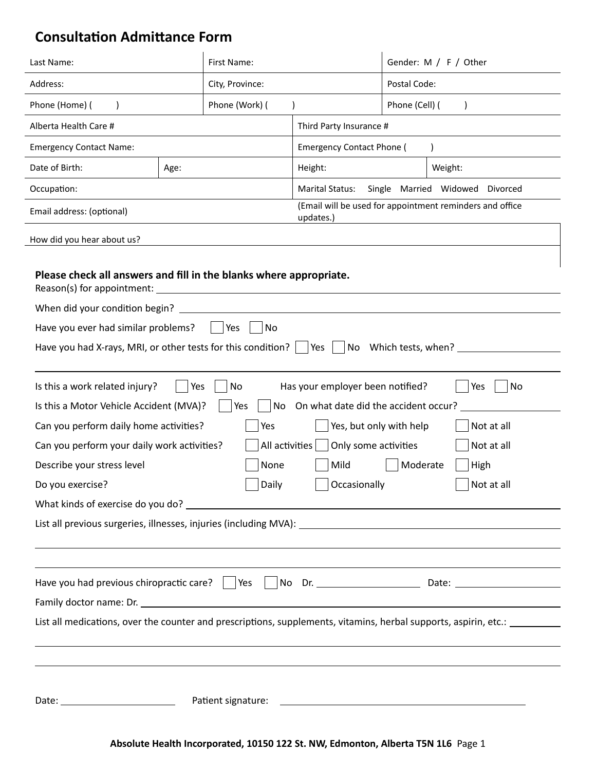# Consultation Admittance Form

| Last Name: | First Name: | Gender: M / F / Other |
|---|---|---|
| Address: | City, Province: | Postal Code: |
| Phone (Home) ( ) | Phone (Work) ( ) | Phone (Cell) ( ) |

| Alberta Health Care # | | Third Party Insurance # | |
|---|---|---|---|
| Emergency Contact Name: | | Emergency Contact Phone ( ) | |
| Date of Birth: | Age: | Height: | Weight: |
| Occupation: | | Marital Status: Single Married Widowed Divorced | |
| Email address: (optional) | | (Email will be used for appointment reminders and office updates.) | |
| How did you hear about us? | | | |

**Please check all answers and fill in the blanks where appropriate.**

Reason(s) for appointment: ______________________________

When did your condition begin? ______________________________

Have you ever had similar problems? ☐ Yes ☐ No

Have you had X-rays, MRI, or other tests for this condition? ☐ Yes ☐ No Which tests, when? ______________________________

---

Is this a work related injury? ☐ Yes ☐ No Has your employer been notified? ☐ Yes ☐ No

Is this a Motor Vehicle Accident (MVA)? ☐ Yes ☐ No On what date did the accident occur? ______________

Can you perform daily home activities? ☐ Yes ☐ Yes, but only with help ☐ Not at all

Can you perform your daily work activities? ☐ All activities ☐ Only some activities ☐ Not at all

Describe your stress level ☐ None ☐ Mild ☐ Moderate ☐ High

Do you exercise? ☐ Daily ☐ Occasionally ☐ Not at all

What kinds of exercise do you do? ______________________________

List all previous surgeries, illnesses, injuries (including MVA): ______________________________

______________________________

______________________________

Have you had previous chiropractic care? ☐ Yes ☐ No Dr. ______________ Date: ______________

Family doctor name: Dr. ______________________________

List all medications, over the counter and prescriptions, supplements, vitamins, herbal supports, aspirin, etc.: ______________

______________________________

______________________________

Date: ______________ Patient signature: ______________________________

**Absolute Health Incorporated, 10150 122 St. NW, Edmonton, Alberta T5N 1L6**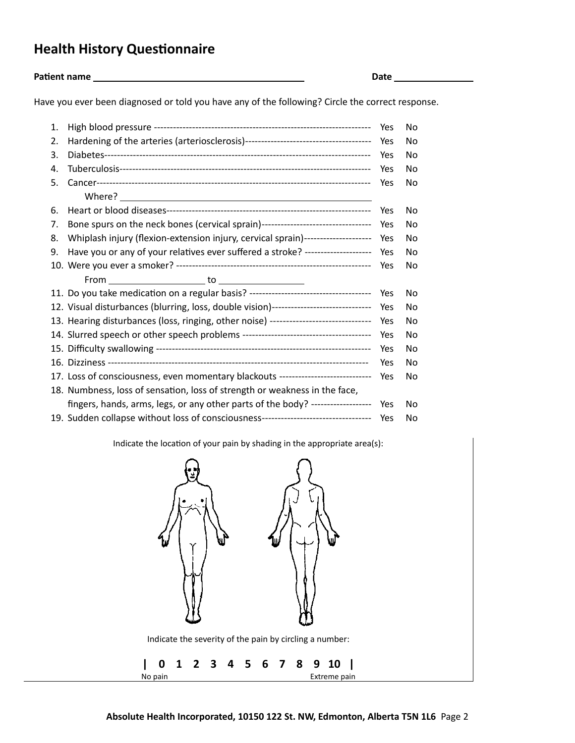# Health History Questionnaire

**Patient name** ______________________________ **Date** ______________

Have you ever been diagnosed or told you have any of the following? Circle the correct response.

1. High blood pressure ------------------------------------------------------------------- Yes No
2. Hardening of the arteries (arteriosclerosis)-------------------------------------- Yes No
3. Diabetes---------------------------------------------------------------------------------- Yes No
4. Tuberculosis----------------------------------------------------------------------------- Yes No
5. Cancer------------------------------------------------------------------------------------ Yes No
   Where? ________________________________________
6. Heart or blood diseases-------------------------------------------------------------- Yes No
7. Bone spurs on the neck bones (cervical sprain)---------------------------------- Yes No
8. Whiplash injury (flexion-extension injury, cervical sprain)--------------------- Yes No
9. Have you or any of your relatives ever suffered a stroke? -------------------- Yes No
10. Were you ever a smoker? ----------------------------------------------------------- Yes No
    From ________________ to ______________
11. Do you take medication on a regular basis? ------------------------------------ Yes No
12. Visual disturbances (blurring, loss, double vision)------------------------------ Yes No
13. Hearing disturbances (loss, ringing, other noise) ------------------------------- Yes No
14. Slurred speech or other speech problems ---------------------------------------- Yes No
15. Difficulty swallowing ------------------------------------------------------------------ Yes No
16. Dizziness -------------------------------------------------------------------------------- Yes No
17. Loss of consciousness, even momentary blackouts ---------------------------- Yes No
18. Numbness, loss of sensation, loss of strength or weakness in the face, fingers, hands, arms, legs, or any other parts of the body? ------------------ Yes No
19. Sudden collapse without loss of consciousness---------------------------------- Yes No

Indicate the location of your pain by shading in the appropriate area(s):

Indicate the severity of the pain by circling a number:

**| 0 1 2 3 4 5 6 7 8 9 10 |**

No pain Extreme pain

**Absolute Health Incorporated, 10150 122 St. NW, Edmonton, Alberta T5N 1L6**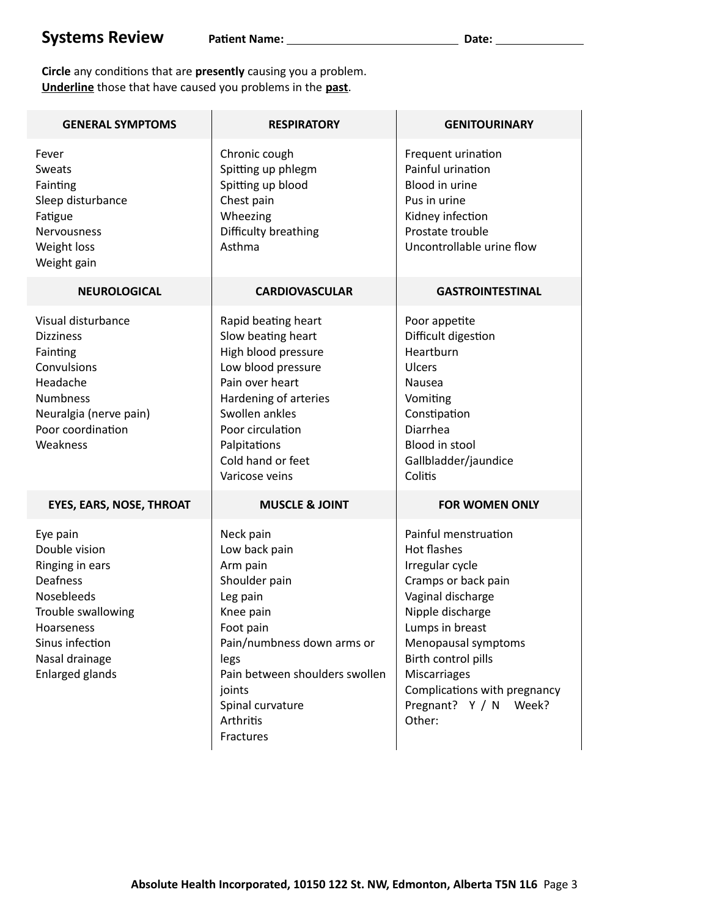# Systems Review

**Patient Name:** ____________________________ **Date:** ______________

**Circle** any conditions that are **presently** causing you a problem.
**Underline** those that have caused you problems in the **past**.

| GENERAL SYMPTOMS | RESPIRATORY | GENITOURINARY |
|---|---|---|
| Fever<br>Sweats<br>Fainting<br>Sleep disturbance<br>Fatigue<br>Nervousness<br>Weight loss<br>Weight gain | Chronic cough<br>Spitting up phlegm<br>Spitting up blood<br>Chest pain<br>Wheezing<br>Difficulty breathing<br>Asthma | Frequent urination<br>Painful urination<br>Blood in urine<br>Pus in urine<br>Kidney infection<br>Prostate trouble<br>Uncontrollable urine flow |
| **NEUROLOGICAL** | **CARDIOVASCULAR** | **GASTROINTESTINAL** |
| Visual disturbance<br>Dizziness<br>Fainting<br>Convulsions<br>Headache<br>Numbness<br>Neuralgia (nerve pain)<br>Poor coordination<br>Weakness | Rapid beating heart<br>Slow beating heart<br>High blood pressure<br>Low blood pressure<br>Pain over heart<br>Hardening of arteries<br>Swollen ankles<br>Poor circulation<br>Palpitations<br>Cold hand or feet<br>Varicose veins | Poor appetite<br>Difficult digestion<br>Heartburn<br>Ulcers<br>Nausea<br>Vomiting<br>Constipation<br>Diarrhea<br>Blood in stool<br>Gallbladder/jaundice<br>Colitis |
| **EYES, EARS, NOSE, THROAT** | **MUSCLE & JOINT** | **FOR WOMEN ONLY** |
| Eye pain<br>Double vision<br>Ringing in ears<br>Deafness<br>Nosebleeds<br>Trouble swallowing<br>Hoarseness<br>Sinus infection<br>Nasal drainage<br>Enlarged glands | Neck pain<br>Low back pain<br>Arm pain<br>Shoulder pain<br>Leg pain<br>Knee pain<br>Foot pain<br>Pain/numbness down arms or legs<br>Pain between shoulders swollen joints<br>Spinal curvature<br>Arthritis<br>Fractures | Painful menstruation<br>Hot flashes<br>Irregular cycle<br>Cramps or back pain<br>Vaginal discharge<br>Nipple discharge<br>Lumps in breast<br>Menopausal symptoms<br>Birth control pills<br>Miscarriages<br>Complications with pregnancy<br>Pregnant? Y / N Week?<br>Other: |

**Absolute Health Incorporated, 10150 122 St. NW, Edmonton, Alberta T5N 1L6**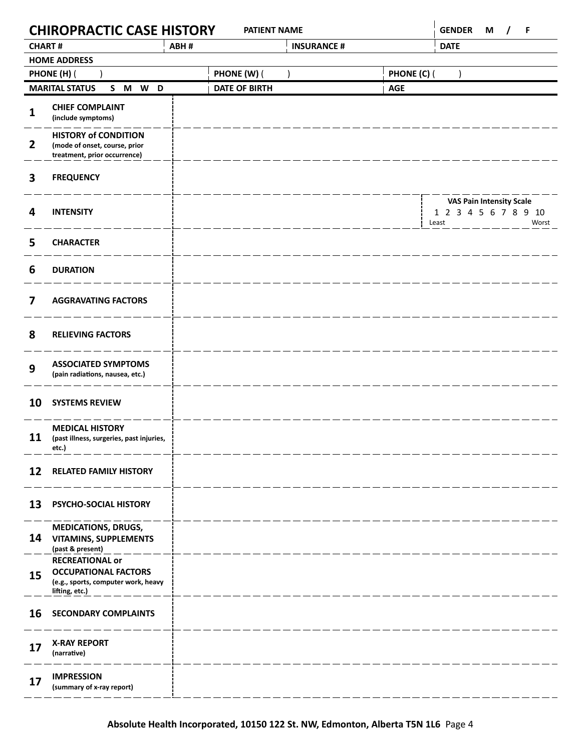# CHIROPRACTIC CASE HISTORY

| PATIENT NAME | | GENDER M / F |
|---|---|---|
| CHART # | ABH # | INSURANCE # | DATE |

| HOME ADDRESS | | |
|---|---|---|
| PHONE (H) (    ) | PHONE (W) (    ) | PHONE (C) (    ) |
| MARITAL STATUS S M W D | DATE OF BIRTH | AGE |

| # | Item | |
|---|---|---|
| 1 | **CHIEF COMPLAINT** (include symptoms) | |
| 2 | **HISTORY of CONDITION** (mode of onset, course, prior treatment, prior occurrence) | |
| 3 | **FREQUENCY** | |
| 4 | **INTENSITY** | **VAS Pain Intensity Scale** 1 2 3 4 5 6 7 8 9 10 (Least – Worst) |
| 5 | **CHARACTER** | |
| 6 | **DURATION** | |
| 7 | **AGGRAVATING FACTORS** | |
| 8 | **RELIEVING FACTORS** | |
| 9 | **ASSOCIATED SYMPTOMS** (pain radiations, nausea, etc.) | |
| 10 | **SYSTEMS REVIEW** | |
| 11 | **MEDICAL HISTORY** (past illness, surgeries, past injuries, etc.) | |
| 12 | **RELATED FAMILY HISTORY** | |
| 13 | **PSYCHO-SOCIAL HISTORY** | |
| 14 | **MEDICATIONS, DRUGS, VITAMINS, SUPPLEMENTS** (past & present) | |
| 15 | **RECREATIONAL or OCCUPATIONAL FACTORS** (e.g., sports, computer work, heavy lifting, etc.) | |
| 16 | **SECONDARY COMPLAINTS** | |
| 17 | **X-RAY REPORT** (narrative) | |
| 17 | **IMPRESSION** (summary of x-ray report) | |

**Absolute Health Incorporated, 10150 122 St. NW, Edmonton, Alberta T5N 1L6**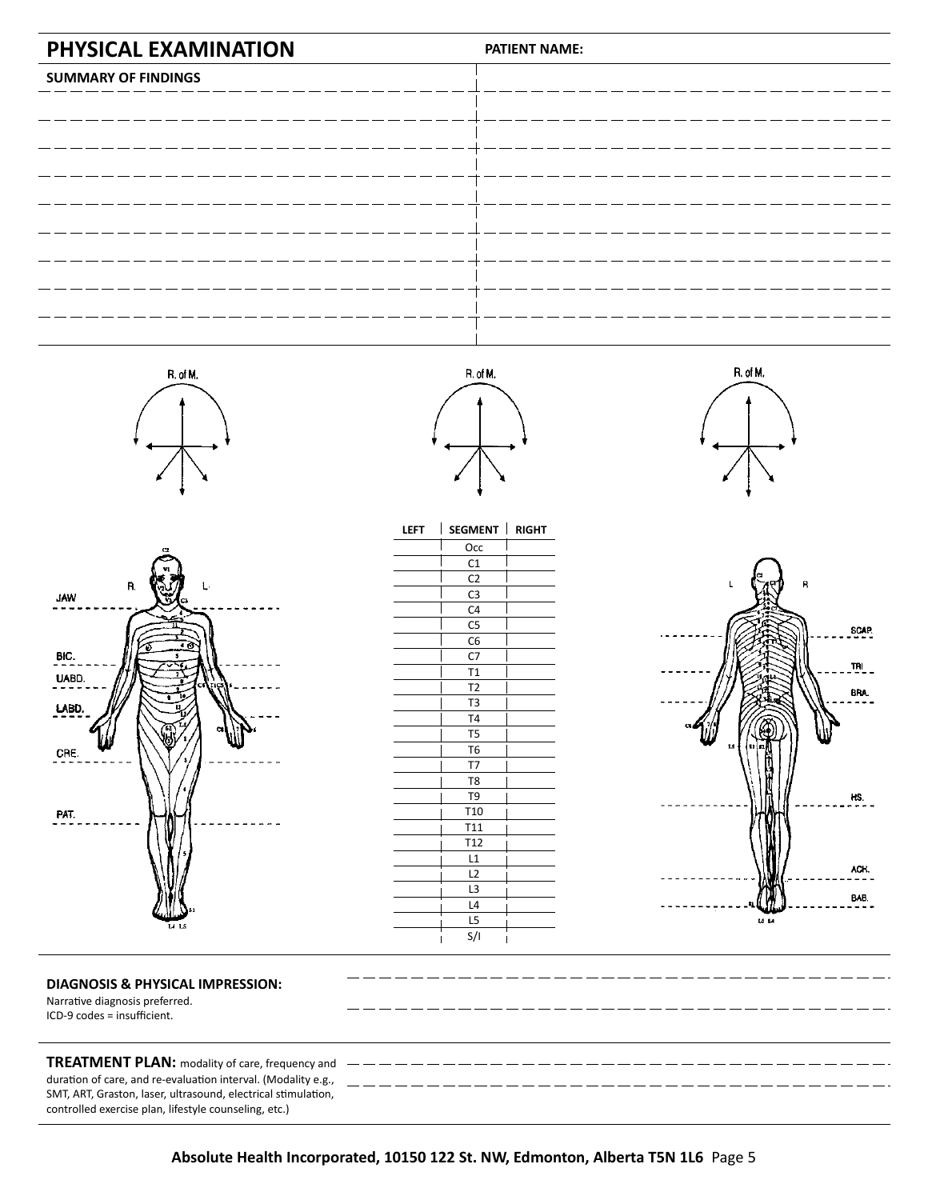# PHYSICAL EXAMINATION

**PATIENT NAME:**

**SUMMARY OF FINDINGS**

R. of M.

R. of M.

R. of M.

JAW

BIC.

UABD.

LABD.

CRE.

PAT.

SCAP.

TRI.

BRA.

HS.

ACH.

BAB.

| LEFT | SEGMENT | RIGHT |
|---|---|---|
| | Occ | |
| | C1 | |
| | C2 | |
| | C3 | |
| | C4 | |
| | C5 | |
| | C6 | |
| | C7 | |
| | T1 | |
| | T2 | |
| | T3 | |
| | T4 | |
| | T5 | |
| | T6 | |
| | T7 | |
| | T8 | |
| | T9 | |
| | T10 | |
| | T11 | |
| | T12 | |
| | L1 | |
| | L2 | |
| | L3 | |
| | L4 | |
| | L5 | |
| | S/I | |

**DIAGNOSIS & PHYSICAL IMPRESSION:**
Narrative diagnosis preferred.
ICD-9 codes = insufficient.

**TREATMENT PLAN:** modality of care, frequency and duration of care, and re-evaluation interval. (Modality e.g., SMT, ART, Graston, laser, ultrasound, electrical stimulation, controlled exercise plan, lifestyle counseling, etc.)

**Absolute Health Incorporated, 10150 122 St. NW, Edmonton, Alberta T5N 1L6**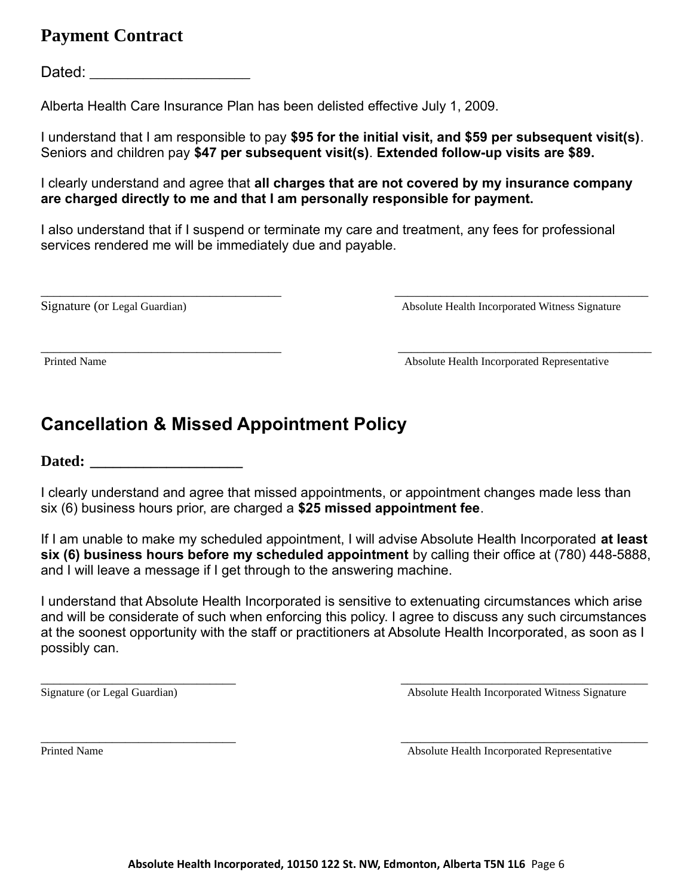## Payment Contract

Dated: ____________________

Alberta Health Care Insurance Plan has been delisted effective July 1, 2009.

I understand that I am responsible to pay **$95 for the initial visit, and $59 per subsequent visit(s)**. Seniors and children pay **$47 per subsequent visit(s)**. **Extended follow-up visits are $89.**

I clearly understand and agree that **all charges that are not covered by my insurance company are charged directly to me and that I am personally responsible for payment.**

I also understand that if I suspend or terminate my care and treatment, any fees for professional services rendered me will be immediately due and payable.

| | |
|---|---|
| ____________________________________ | ____________________________________ |
| Signature (or Legal Guardian) | Absolute Health Incorporated Witness Signature |
| ____________________________________ | ____________________________________ |
| Printed Name | Absolute Health Incorporated Representative |

## Cancellation & Missed Appointment Policy

**Dated: ____________________**

I clearly understand and agree that missed appointments, or appointment changes made less than six (6) business hours prior, are charged a **$25 missed appointment fee**.

If I am unable to make my scheduled appointment, I will advise Absolute Health Incorporated **at least six (6) business hours before my scheduled appointment** by calling their office at (780) 448-5888, and I will leave a message if I get through to the answering machine.

I understand that Absolute Health Incorporated is sensitive to extenuating circumstances which arise and will be considerate of such when enforcing this policy. I agree to discuss any such circumstances at the soonest opportunity with the staff or practitioners at Absolute Health Incorporated, as soon as I possibly can.

| | |
|---|---|
| ______________________________ | ____________________________________ |
| Signature (or Legal Guardian) | Absolute Health Incorporated Witness Signature |
| ______________________________ | ____________________________________ |
| Printed Name | Absolute Health Incorporated Representative |

**Absolute Health Incorporated, 10150 122 St. NW, Edmonton, Alberta T5N 1L6**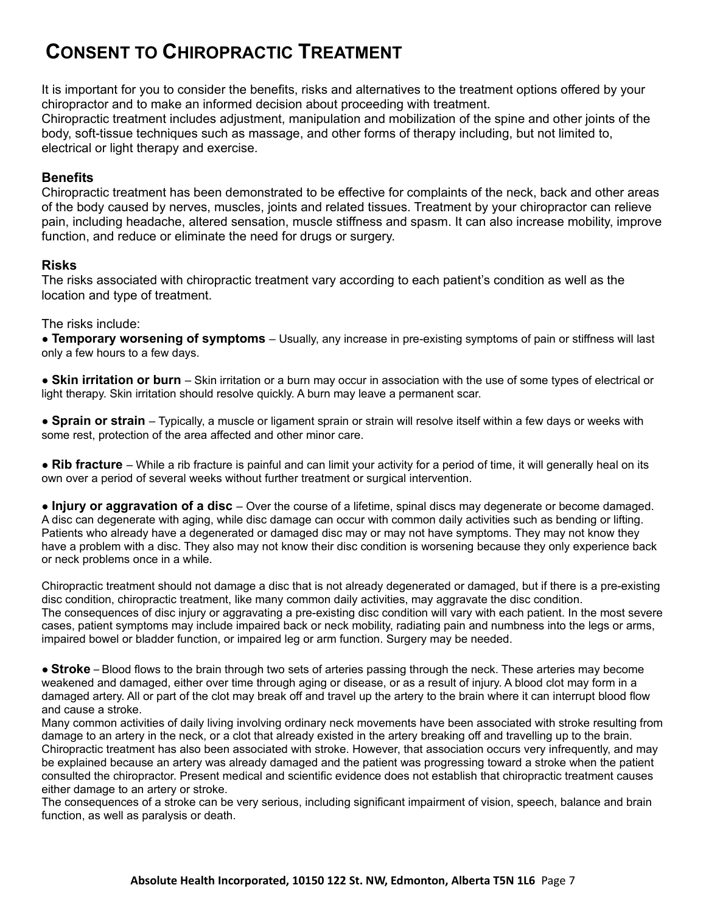# CONSENT TO CHIROPRACTIC TREATMENT

It is important for you to consider the benefits, risks and alternatives to the treatment options offered by your chiropractor and to make an informed decision about proceeding with treatment.
Chiropractic treatment includes adjustment, manipulation and mobilization of the spine and other joints of the body, soft-tissue techniques such as massage, and other forms of therapy including, but not limited to, electrical or light therapy and exercise.

**Benefits**
Chiropractic treatment has been demonstrated to be effective for complaints of the neck, back and other areas of the body caused by nerves, muscles, joints and related tissues. Treatment by your chiropractor can relieve pain, including headache, altered sensation, muscle stiffness and spasm. It can also increase mobility, improve function, and reduce or eliminate the need for drugs or surgery.

**Risks**
The risks associated with chiropractic treatment vary according to each patient's condition as well as the location and type of treatment.

The risks include:

- **Temporary worsening of symptoms** – Usually, any increase in pre-existing symptoms of pain or stiffness will last only a few hours to a few days.

- **Skin irritation or burn** – Skin irritation or a burn may occur in association with the use of some types of electrical or light therapy. Skin irritation should resolve quickly. A burn may leave a permanent scar.

- **Sprain or strain** – Typically, a muscle or ligament sprain or strain will resolve itself within a few days or weeks with some rest, protection of the area affected and other minor care.

- **Rib fracture** – While a rib fracture is painful and can limit your activity for a period of time, it will generally heal on its own over a period of several weeks without further treatment or surgical intervention.

- **Injury or aggravation of a disc** – Over the course of a lifetime, spinal discs may degenerate or become damaged. A disc can degenerate with aging, while disc damage can occur with common daily activities such as bending or lifting. Patients who already have a degenerated or damaged disc may or may not have symptoms. They may not know they have a problem with a disc. They also may not know their disc condition is worsening because they only experience back or neck problems once in a while.

Chiropractic treatment should not damage a disc that is not already degenerated or damaged, but if there is a pre-existing disc condition, chiropractic treatment, like many common daily activities, may aggravate the disc condition.
The consequences of disc injury or aggravating a pre-existing disc condition will vary with each patient. In the most severe cases, patient symptoms may include impaired back or neck mobility, radiating pain and numbness into the legs or arms, impaired bowel or bladder function, or impaired leg or arm function. Surgery may be needed.

- **Stroke** – Blood flows to the brain through two sets of arteries passing through the neck. These arteries may become weakened and damaged, either over time through aging or disease, or as a result of injury. A blood clot may form in a damaged artery. All or part of the clot may break off and travel up the artery to the brain where it can interrupt blood flow and cause a stroke.

Many common activities of daily living involving ordinary neck movements have been associated with stroke resulting from damage to an artery in the neck, or a clot that already existed in the artery breaking off and travelling up to the brain. Chiropractic treatment has also been associated with stroke. However, that association occurs very infrequently, and may be explained because an artery was already damaged and the patient was progressing toward a stroke when the patient consulted the chiropractor. Present medical and scientific evidence does not establish that chiropractic treatment causes either damage to an artery or stroke.
The consequences of a stroke can be very serious, including significant impairment of vision, speech, balance and brain function, as well as paralysis or death.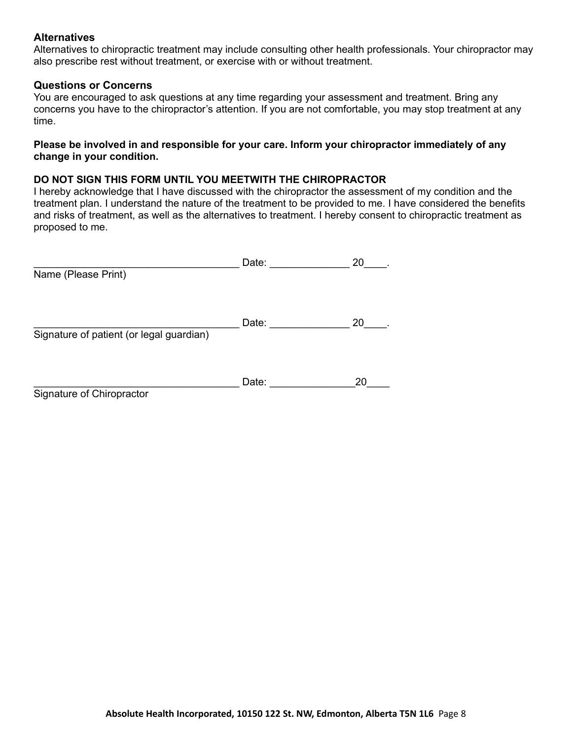**Alternatives**

Alternatives to chiropractic treatment may include consulting other health professionals. Your chiropractor may also prescribe rest without treatment, or exercise with or without treatment.

**Questions or Concerns**

You are encouraged to ask questions at any time regarding your assessment and treatment. Bring any concerns you have to the chiropractor's attention. If you are not comfortable, you may stop treatment at any time.

**Please be involved in and responsible for your care. Inform your chiropractor immediately of any change in your condition.**

**DO NOT SIGN THIS FORM UNTIL YOU MEETWITH THE CHIROPRACTOR**

I hereby acknowledge that I have discussed with the chiropractor the assessment of my condition and the treatment plan. I understand the nature of the treatment to be provided to me. I have considered the benefits and risks of treatment, as well as the alternatives to treatment. I hereby consent to chiropractic treatment as proposed to me.

___________________________________ Date: _____________ 20____.

Name (Please Print)

___________________________________ Date: _____________ 20____.

Signature of patient (or legal guardian)

___________________________________ Date: ______________20____

Signature of Chiropractor

**Absolute Health Incorporated, 10150 122 St. NW, Edmonton, Alberta T5N 1L6**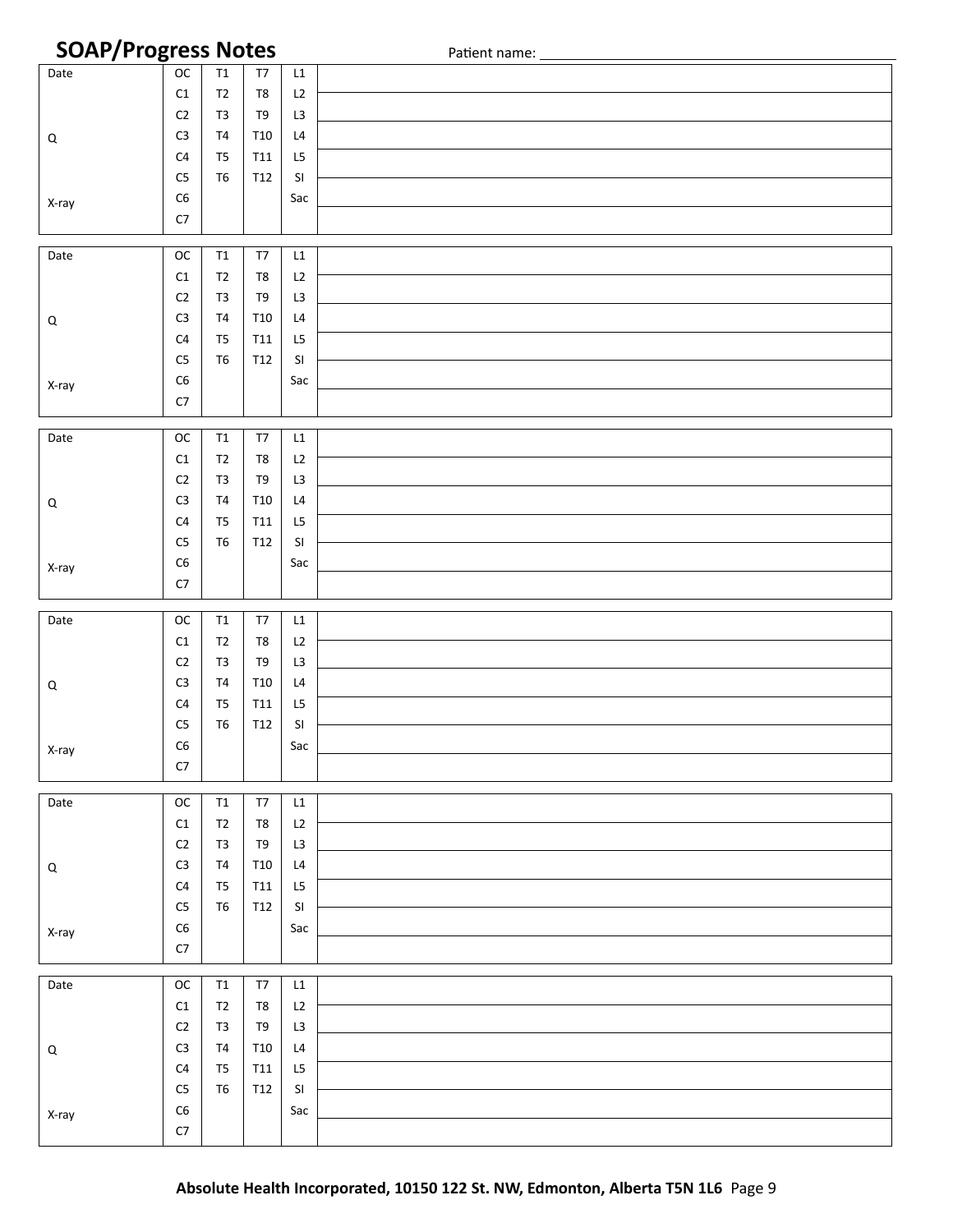## SOAP/Progress Notes

Patient name: ____________________

| Date | OC | T1 | T7 | L1 | |
|---|---|---|---|---|---|
| | C1 | T2 | T8 | L2 | |
| | C2 | T3 | T9 | L3 | |
| Q | C3 | T4 | T10 | L4 | |
| | C4 | T5 | T11 | L5 | |
| | C5 | T6 | T12 | SI | |
| X-ray | C6 | | | Sac | |
| | C7 | | | | |

| Date | OC | T1 | T7 | L1 | |
|---|---|---|---|---|---|
| | C1 | T2 | T8 | L2 | |
| | C2 | T3 | T9 | L3 | |
| Q | C3 | T4 | T10 | L4 | |
| | C4 | T5 | T11 | L5 | |
| | C5 | T6 | T12 | SI | |
| X-ray | C6 | | | Sac | |
| | C7 | | | | |

| Date | OC | T1 | T7 | L1 | |
|---|---|---|---|---|---|
| | C1 | T2 | T8 | L2 | |
| | C2 | T3 | T9 | L3 | |
| Q | C3 | T4 | T10 | L4 | |
| | C4 | T5 | T11 | L5 | |
| | C5 | T6 | T12 | SI | |
| X-ray | C6 | | | Sac | |
| | C7 | | | | |

| Date | OC | T1 | T7 | L1 | |
|---|---|---|---|---|---|
| | C1 | T2 | T8 | L2 | |
| | C2 | T3 | T9 | L3 | |
| Q | C3 | T4 | T10 | L4 | |
| | C4 | T5 | T11 | L5 | |
| | C5 | T6 | T12 | SI | |
| X-ray | C6 | | | Sac | |
| | C7 | | | | |

| Date | OC | T1 | T7 | L1 | |
|---|---|---|---|---|---|
| | C1 | T2 | T8 | L2 | |
| | C2 | T3 | T9 | L3 | |
| Q | C3 | T4 | T10 | L4 | |
| | C4 | T5 | T11 | L5 | |
| | C5 | T6 | T12 | SI | |
| X-ray | C6 | | | Sac | |
| | C7 | | | | |

| Date | OC | T1 | T7 | L1 | |
|---|---|---|---|---|---|
| | C1 | T2 | T8 | L2 | |
| | C2 | T3 | T9 | L3 | |
| Q | C3 | T4 | T10 | L4 | |
| | C4 | T5 | T11 | L5 | |
| | C5 | T6 | T12 | SI | |
| X-ray | C6 | | | Sac | |
| | C7 | | | | |

**Absolute Health Incorporated, 10150 122 St. NW, Edmonton, Alberta T5N 1L6**